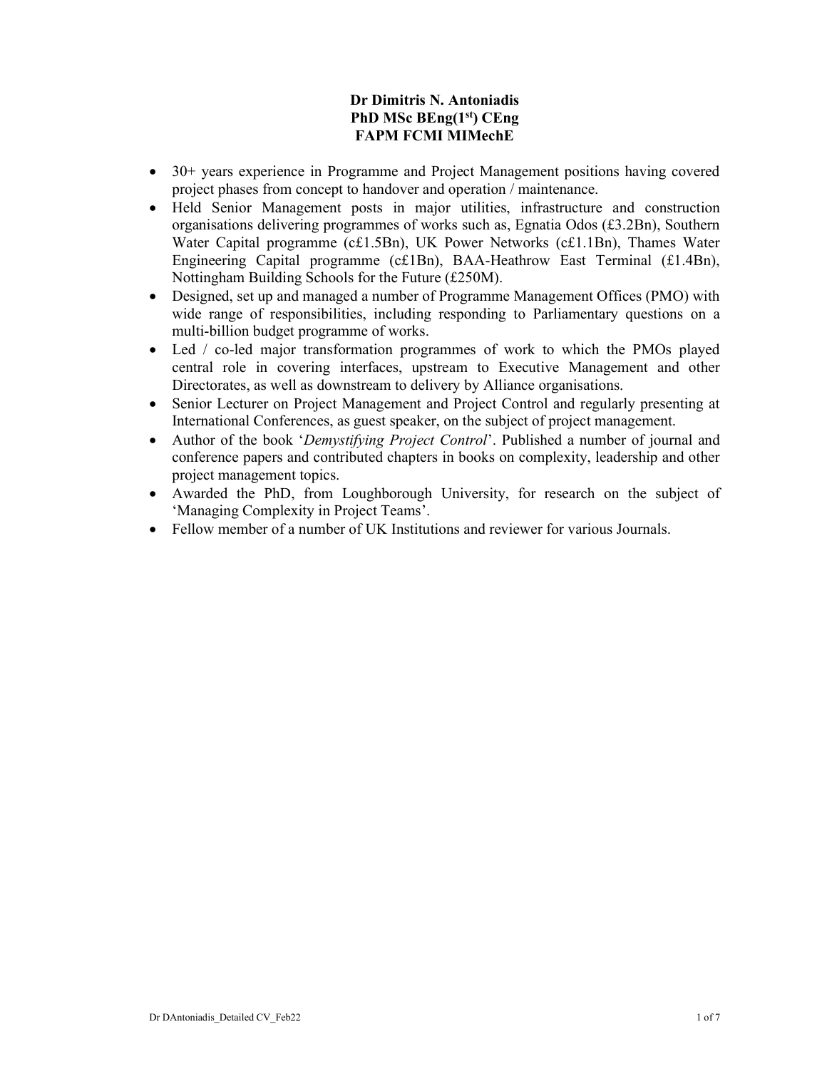**Dr Dimitris N. Antoniadis**
**PhD MSc BEng(1st) CEng**
**FAPM FCMI MIMechE**

- 30+ years experience in Programme and Project Management positions having covered project phases from concept to handover and operation / maintenance.
- Held Senior Management posts in major utilities, infrastructure and construction organisations delivering programmes of works such as, Egnatia Odos (£3.2Bn), Southern Water Capital programme (c£1.5Bn), UK Power Networks (c£1.1Bn), Thames Water Engineering Capital programme (c£1Bn), BAA-Heathrow East Terminal (£1.4Bn), Nottingham Building Schools for the Future (£250M).
- Designed, set up and managed a number of Programme Management Offices (PMO) with wide range of responsibilities, including responding to Parliamentary questions on a multi-billion budget programme of works.
- Led / co-led major transformation programmes of work to which the PMOs played central role in covering interfaces, upstream to Executive Management and other Directorates, as well as downstream to delivery by Alliance organisations.
- Senior Lecturer on Project Management and Project Control and regularly presenting at International Conferences, as guest speaker, on the subject of project management.
- Author of the book '*Demystifying Project Control*'. Published a number of journal and conference papers and contributed chapters in books on complexity, leadership and other project management topics.
- Awarded the PhD, from Loughborough University, for research on the subject of 'Managing Complexity in Project Teams'.
- Fellow member of a number of UK Institutions and reviewer for various Journals.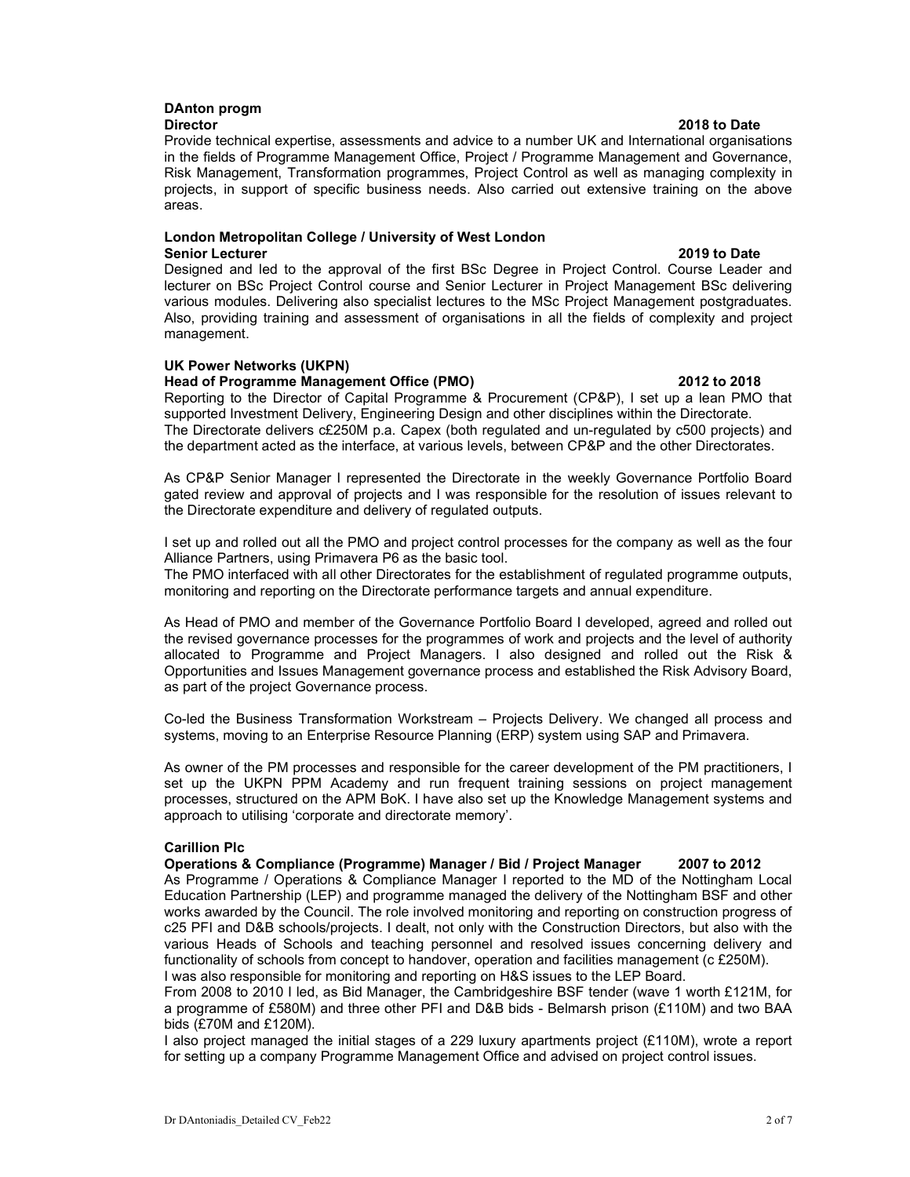**DAnton progm**
**Director** **2018 to Date**

Provide technical expertise, assessments and advice to a number UK and International organisations in the fields of Programme Management Office, Project / Programme Management and Governance, Risk Management, Transformation programmes, Project Control as well as managing complexity in projects, in support of specific business needs. Also carried out extensive training on the above areas.

**London Metropolitan College / University of West London**
**Senior Lecturer** **2019 to Date**

Designed and led to the approval of the first BSc Degree in Project Control. Course Leader and lecturer on BSc Project Control course and Senior Lecturer in Project Management BSc delivering various modules. Delivering also specialist lectures to the MSc Project Management postgraduates. Also, providing training and assessment of organisations in all the fields of complexity and project management.

**UK Power Networks (UKPN)**
**Head of Programme Management Office (PMO)** **2012 to 2018**

Reporting to the Director of Capital Programme & Procurement (CP&P), I set up a lean PMO that supported Investment Delivery, Engineering Design and other disciplines within the Directorate.
The Directorate delivers c£250M p.a. Capex (both regulated and un-regulated by c500 projects) and the department acted as the interface, at various levels, between CP&P and the other Directorates.

As CP&P Senior Manager I represented the Directorate in the weekly Governance Portfolio Board gated review and approval of projects and I was responsible for the resolution of issues relevant to the Directorate expenditure and delivery of regulated outputs.

I set up and rolled out all the PMO and project control processes for the company as well as the four Alliance Partners, using Primavera P6 as the basic tool.
The PMO interfaced with all other Directorates for the establishment of regulated programme outputs, monitoring and reporting on the Directorate performance targets and annual expenditure.

As Head of PMO and member of the Governance Portfolio Board I developed, agreed and rolled out the revised governance processes for the programmes of work and projects and the level of authority allocated to Programme and Project Managers. I also designed and rolled out the Risk & Opportunities and Issues Management governance process and established the Risk Advisory Board, as part of the project Governance process.

Co-led the Business Transformation Workstream – Projects Delivery. We changed all process and systems, moving to an Enterprise Resource Planning (ERP) system using SAP and Primavera.

As owner of the PM processes and responsible for the career development of the PM practitioners, I set up the UKPN PPM Academy and run frequent training sessions on project management processes, structured on the APM BoK. I have also set up the Knowledge Management systems and approach to utilising 'corporate and directorate memory'.

**Carillion Plc**
**Operations & Compliance (Programme) Manager / Bid / Project Manager** **2007 to 2012**

As Programme / Operations & Compliance Manager I reported to the MD of the Nottingham Local Education Partnership (LEP) and programme managed the delivery of the Nottingham BSF and other works awarded by the Council. The role involved monitoring and reporting on construction progress of c25 PFI and D&B schools/projects. I dealt, not only with the Construction Directors, but also with the various Heads of Schools and teaching personnel and resolved issues concerning delivery and functionality of schools from concept to handover, operation and facilities management (c £250M).
I was also responsible for monitoring and reporting on H&S issues to the LEP Board.
From 2008 to 2010 I led, as Bid Manager, the Cambridgeshire BSF tender (wave 1 worth £121M, for a programme of £580M) and three other PFI and D&B bids - Belmarsh prison (£110M) and two BAA bids (£70M and £120M).
I also project managed the initial stages of a 229 luxury apartments project (£110M), wrote a report for setting up a company Programme Management Office and advised on project control issues.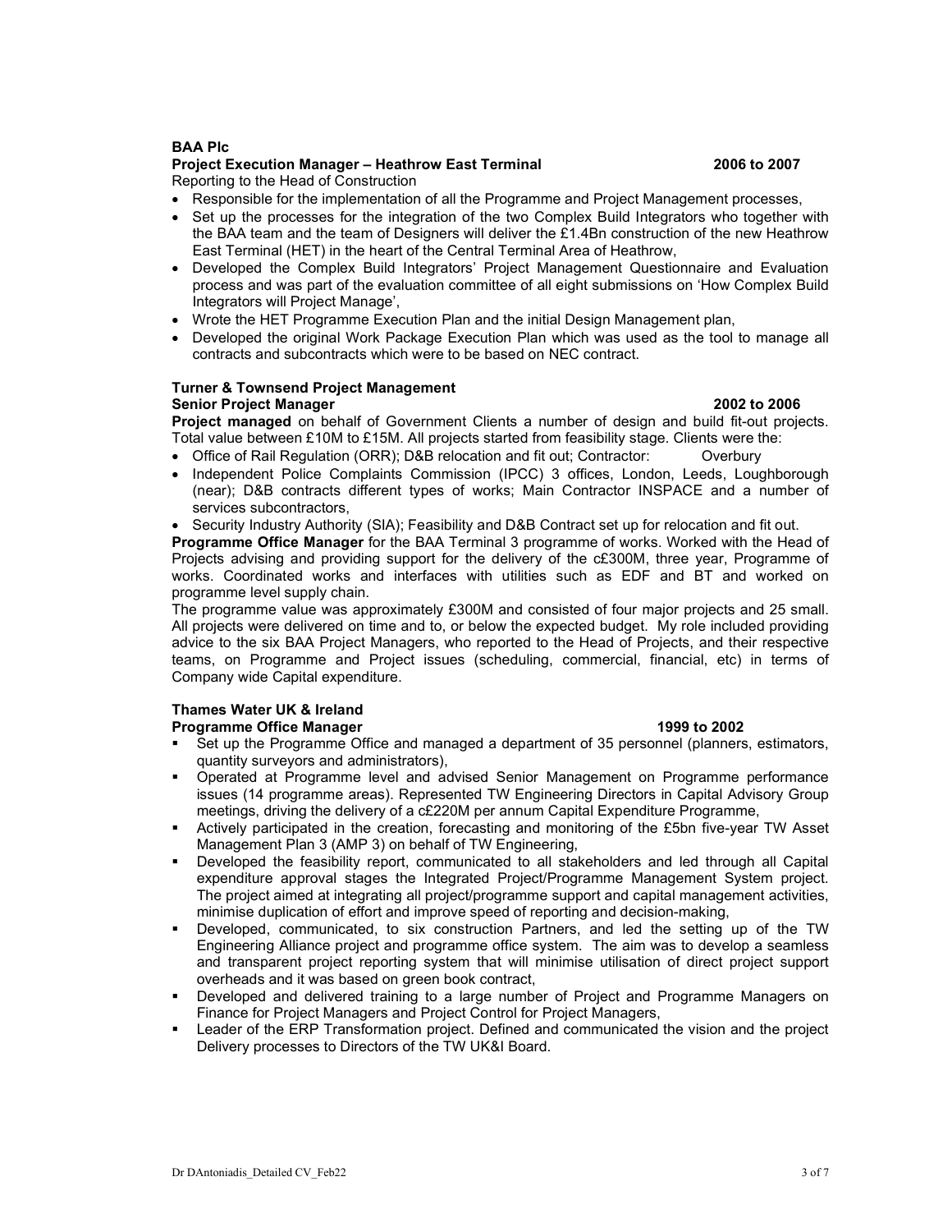**BAA Plc**

**Project Execution Manager – Heathrow East Terminal 2006 to 2007**

Reporting to the Head of Construction

- Responsible for the implementation of all the Programme and Project Management processes,
- Set up the processes for the integration of the two Complex Build Integrators who together with the BAA team and the team of Designers will deliver the £1.4Bn construction of the new Heathrow East Terminal (HET) in the heart of the Central Terminal Area of Heathrow,
- Developed the Complex Build Integrators' Project Management Questionnaire and Evaluation process and was part of the evaluation committee of all eight submissions on 'How Complex Build Integrators will Project Manage',
- Wrote the HET Programme Execution Plan and the initial Design Management plan,
- Developed the original Work Package Execution Plan which was used as the tool to manage all contracts and subcontracts which were to be based on NEC contract.

**Turner & Townsend Project Management**

**Senior Project Manager 2002 to 2006**

**Project managed** on behalf of Government Clients a number of design and build fit-out projects. Total value between £10M to £15M. All projects started from feasibility stage. Clients were the:

- Office of Rail Regulation (ORR); D&B relocation and fit out; Contractor: Overbury
- Independent Police Complaints Commission (IPCC) 3 offices, London, Leeds, Loughborough (near); D&B contracts different types of works; Main Contractor INSPACE and a number of services subcontractors,
- Security Industry Authority (SIA); Feasibility and D&B Contract set up for relocation and fit out.

**Programme Office Manager** for the BAA Terminal 3 programme of works. Worked with the Head of Projects advising and providing support for the delivery of the c£300M, three year, Programme of works. Coordinated works and interfaces with utilities such as EDF and BT and worked on programme level supply chain.

The programme value was approximately £300M and consisted of four major projects and 25 small. All projects were delivered on time and to, or below the expected budget. My role included providing advice to the six BAA Project Managers, who reported to the Head of Projects, and their respective teams, on Programme and Project issues (scheduling, commercial, financial, etc) in terms of Company wide Capital expenditure.

**Thames Water UK & Ireland**

**Programme Office Manager 1999 to 2002**

- Set up the Programme Office and managed a department of 35 personnel (planners, estimators, quantity surveyors and administrators),
- Operated at Programme level and advised Senior Management on Programme performance issues (14 programme areas). Represented TW Engineering Directors in Capital Advisory Group meetings, driving the delivery of a c£220M per annum Capital Expenditure Programme,
- Actively participated in the creation, forecasting and monitoring of the £5bn five-year TW Asset Management Plan 3 (AMP 3) on behalf of TW Engineering,
- Developed the feasibility report, communicated to all stakeholders and led through all Capital expenditure approval stages the Integrated Project/Programme Management System project. The project aimed at integrating all project/programme support and capital management activities, minimise duplication of effort and improve speed of reporting and decision-making,
- Developed, communicated, to six construction Partners, and led the setting up of the TW Engineering Alliance project and programme office system. The aim was to develop a seamless and transparent project reporting system that will minimise utilisation of direct project support overheads and it was based on green book contract,
- Developed and delivered training to a large number of Project and Programme Managers on Finance for Project Managers and Project Control for Project Managers,
- Leader of the ERP Transformation project. Defined and communicated the vision and the project Delivery processes to Directors of the TW UK&I Board.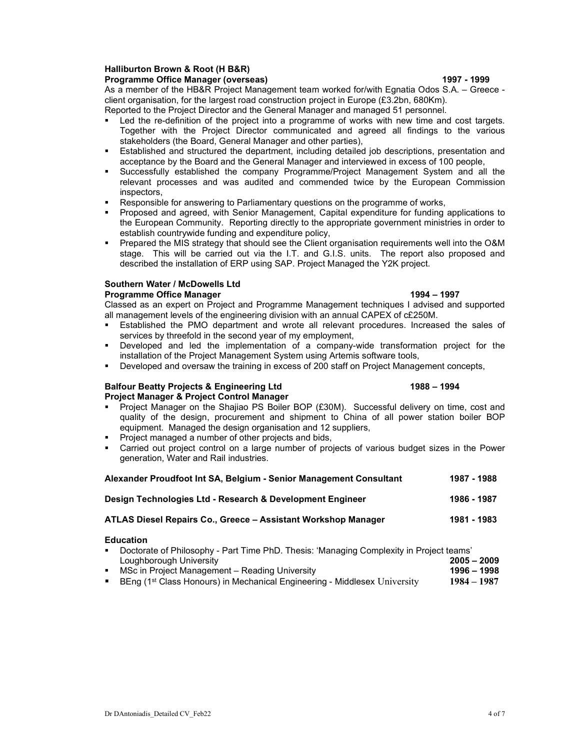**Halliburton Brown & Root (H B&R)**
**Programme Office Manager (overseas)** **1997 - 1999**

As a member of the HB&R Project Management team worked for/with Egnatia Odos S.A. – Greece - client organisation, for the largest road construction project in Europe (£3.2bn, 680Km).
Reported to the Project Director and the General Manager and managed 51 personnel.

- Led the re-definition of the project into a programme of works with new time and cost targets. Together with the Project Director communicated and agreed all findings to the various stakeholders (the Board, General Manager and other parties),
- Established and structured the department, including detailed job descriptions, presentation and acceptance by the Board and the General Manager and interviewed in excess of 100 people,
- Successfully established the company Programme/Project Management System and all the relevant processes and was audited and commended twice by the European Commission inspectors,
- Responsible for answering to Parliamentary questions on the programme of works,
- Proposed and agreed, with Senior Management, Capital expenditure for funding applications to the European Community. Reporting directly to the appropriate government ministries in order to establish countrywide funding and expenditure policy,
- Prepared the MIS strategy that should see the Client organisation requirements well into the O&M stage. This will be carried out via the I.T. and G.I.S. units. The report also proposed and described the installation of ERP using SAP. Project Managed the Y2K project.

**Southern Water / McDowells Ltd**
**Programme Office Manager** **1994 – 1997**

Classed as an expert on Project and Programme Management techniques I advised and supported all management levels of the engineering division with an annual CAPEX of c£250M.

- Established the PMO department and wrote all relevant procedures. Increased the sales of services by threefold in the second year of my employment,
- Developed and led the implementation of a company-wide transformation project for the installation of the Project Management System using Artemis software tools,
- Developed and oversaw the training in excess of 200 staff on Project Management concepts,

**Balfour Beatty Projects & Engineering Ltd** **1988 – 1994**
**Project Manager & Project Control Manager**

- Project Manager on the Shajiao PS Boiler BOP (£30M). Successful delivery on time, cost and quality of the design, procurement and shipment to China of all power station boiler BOP equipment. Managed the design organisation and 12 suppliers,
- Project managed a number of other projects and bids,
- Carried out project control on a large number of projects of various budget sizes in the Power generation, Water and Rail industries.

**Alexander Proudfoot Int SA, Belgium - Senior Management Consultant** **1987 - 1988**

**Design Technologies Ltd - Research & Development Engineer** **1986 - 1987**

**ATLAS Diesel Repairs Co., Greece – Assistant Workshop Manager** **1981 - 1983**

**Education**

- Doctorate of Philosophy - Part Time PhD. Thesis: 'Managing Complexity in Project teams' Loughborough University **2005 – 2009**
- MSc in Project Management – Reading University **1996 – 1998**
- BEng (1st Class Honours) in Mechanical Engineering - Middlesex University **1984 – 1987**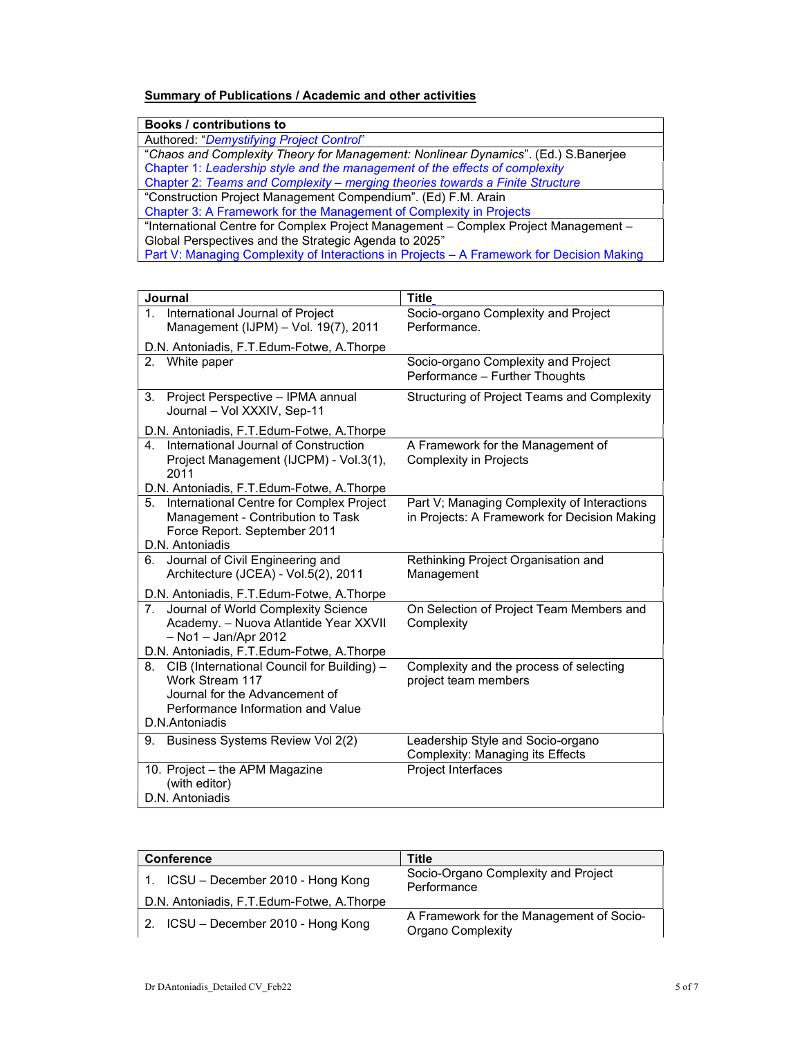**Summary of Publications / Academic and other activities**

| Books / contributions to |
|---|
| Authored: "*Demystifying Project Control*" |
| "*Chaos and Complexity Theory for Management: Nonlinear Dynamics*". (Ed.) S.Banerjee<br>Chapter 1: *Leadership style and the management of the effects of complexity*<br>Chapter 2: *Teams and Complexity – merging theories towards a Finite Structure* |
| "Construction Project Management Compendium". (Ed) F.M. Arain<br>Chapter 3: A Framework for the Management of Complexity in Projects |
| "International Centre for Complex Project Management – Complex Project Management – Global Perspectives and the Strategic Agenda to 2025"<br>Part V: Managing Complexity of Interactions in Projects – A Framework for Decision Making |

| Journal | Title |
|---|---|
| 1. International Journal of Project Management (IJPM) – Vol. 19(7), 2011<br>D.N. Antoniadis, F.T.Edum-Fotwe, A.Thorpe | Socio-organo Complexity and Project Performance. |
| 2. White paper | Socio-organo Complexity and Project Performance – Further Thoughts |
| 3. Project Perspective – IPMA annual Journal – Vol XXXIV, Sep-11<br>D.N. Antoniadis, F.T.Edum-Fotwe, A.Thorpe | Structuring of Project Teams and Complexity |
| 4. International Journal of Construction Project Management (IJCPM) - Vol.3(1), 2011<br>D.N. Antoniadis, F.T.Edum-Fotwe, A.Thorpe | A Framework for the Management of Complexity in Projects |
| 5. International Centre for Complex Project Management - Contribution to Task Force Report. September 2011<br>D.N. Antoniadis | Part V; Managing Complexity of Interactions in Projects: A Framework for Decision Making |
| 6. Journal of Civil Engineering and Architecture (JCEA) - Vol.5(2), 2011<br>D.N. Antoniadis, F.T.Edum-Fotwe, A.Thorpe | Rethinking Project Organisation and Management |
| 7. Journal of World Complexity Science Academy. – Nuova Atlantide Year XXVII – No1 – Jan/Apr 2012<br>D.N. Antoniadis, F.T.Edum-Fotwe, A.Thorpe | On Selection of Project Team Members and Complexity |
| 8. CIB (International Council for Building) – Work Stream 117<br>Journal for the Advancement of Performance Information and Value<br>D.N.Antoniadis | Complexity and the process of selecting project team members |
| 9. Business Systems Review Vol 2(2) | Leadership Style and Socio-organo Complexity: Managing its Effects |
| 10. Project – the APM Magazine (with editor)<br>D.N. Antoniadis | Project Interfaces |

| Conference | Title |
|---|---|
| 1. ICSU – December 2010 - Hong Kong<br>D.N. Antoniadis, F.T.Edum-Fotwe, A.Thorpe | Socio-Organo Complexity and Project Performance |
| 2. ICSU – December 2010 - Hong Kong | A Framework for the Management of Socio-Organo Complexity |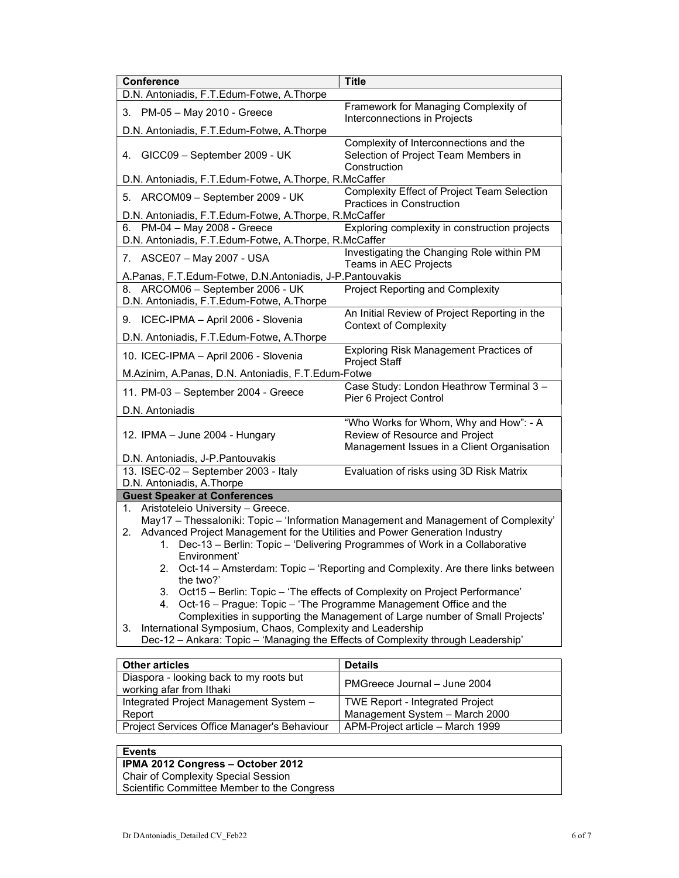| Conference | Title |
|---|---|
| D.N. Antoniadis, F.T.Edum-Fotwe, A.Thorpe | |
| 3. PM-05 – May 2010 - Greece | Framework for Managing Complexity of Interconnections in Projects |
| D.N. Antoniadis, F.T.Edum-Fotwe, A.Thorpe | |
| 4. GICC09 – September 2009 - UK | Complexity of Interconnections and the Selection of Project Team Members in Construction |
| D.N. Antoniadis, F.T.Edum-Fotwe, A.Thorpe, R.McCaffer | |
| 5. ARCOM09 – September 2009 - UK | Complexity Effect of Project Team Selection Practices in Construction |
| D.N. Antoniadis, F.T.Edum-Fotwe, A.Thorpe, R.McCaffer | |
| 6. PM-04 – May 2008 - Greece | Exploring complexity in construction projects |
| D.N. Antoniadis, F.T.Edum-Fotwe, A.Thorpe, R.McCaffer | |
| 7. ASCE07 – May 2007 - USA | Investigating the Changing Role within PM Teams in AEC Projects |
| A.Panas, F.T.Edum-Fotwe, D.N.Antoniadis, J-P.Pantouvakis | |
| 8. ARCOM06 – September 2006 - UK | Project Reporting and Complexity |
| D.N. Antoniadis, F.T.Edum-Fotwe, A.Thorpe | |
| 9. ICEC-IPMA – April 2006 - Slovenia | An Initial Review of Project Reporting in the Context of Complexity |
| D.N. Antoniadis, F.T.Edum-Fotwe, A.Thorpe | |
| 10. ICEC-IPMA – April 2006 - Slovenia | Exploring Risk Management Practices of Project Staff |
| M.Azinim, A.Panas, D.N. Antoniadis, F.T.Edum-Fotwe | |
| 11. PM-03 – September 2004 - Greece | Case Study: London Heathrow Terminal 3 – Pier 6 Project Control |
| D.N. Antoniadis | |
| 12. IPMA – June 2004 - Hungary | "Who Works for Whom, Why and How": - A Review of Resource and Project Management Issues in a Client Organisation |
| D.N. Antoniadis, J-P.Pantouvakis | |
| 13. ISEC-02 – September 2003 - Italy | Evaluation of risks using 3D Risk Matrix |
| D.N. Antoniadis, A.Thorpe | |

**Guest Speaker at Conferences**

1. Aristoteleio University – Greece.
   May17 – Thessaloniki: Topic – 'Information Management and Management of Complexity'
2. Advanced Project Management for the Utilities and Power Generation Industry
   1. Dec-13 – Berlin: Topic – 'Delivering Programmes of Work in a Collaborative Environment'
   2. Oct-14 – Amsterdam: Topic – 'Reporting and Complexity. Are there links between the two?'
   3. Oct15 – Berlin: Topic – 'The effects of Complexity on Project Performance'
   4. Oct-16 – Prague: Topic – 'The Programme Management Office and the Complexities in supporting the Management of Large number of Small Projects'
3. International Symposium, Chaos, Complexity and Leadership
   Dec-12 – Ankara: Topic – 'Managing the Effects of Complexity through Leadership'

| Other articles | Details |
|---|---|
| Diaspora - looking back to my roots but working afar from Ithaki | PMGreece Journal – June 2004 |
| Integrated Project Management System – Report | TWE Report - Integrated Project Management System – March 2000 |
| Project Services Office Manager's Behaviour | APM-Project article – March 1999 |

| Events |
|---|
| **IPMA 2012 Congress – October 2012** |
| Chair of Complexity Special Session |
| Scientific Committee Member to the Congress |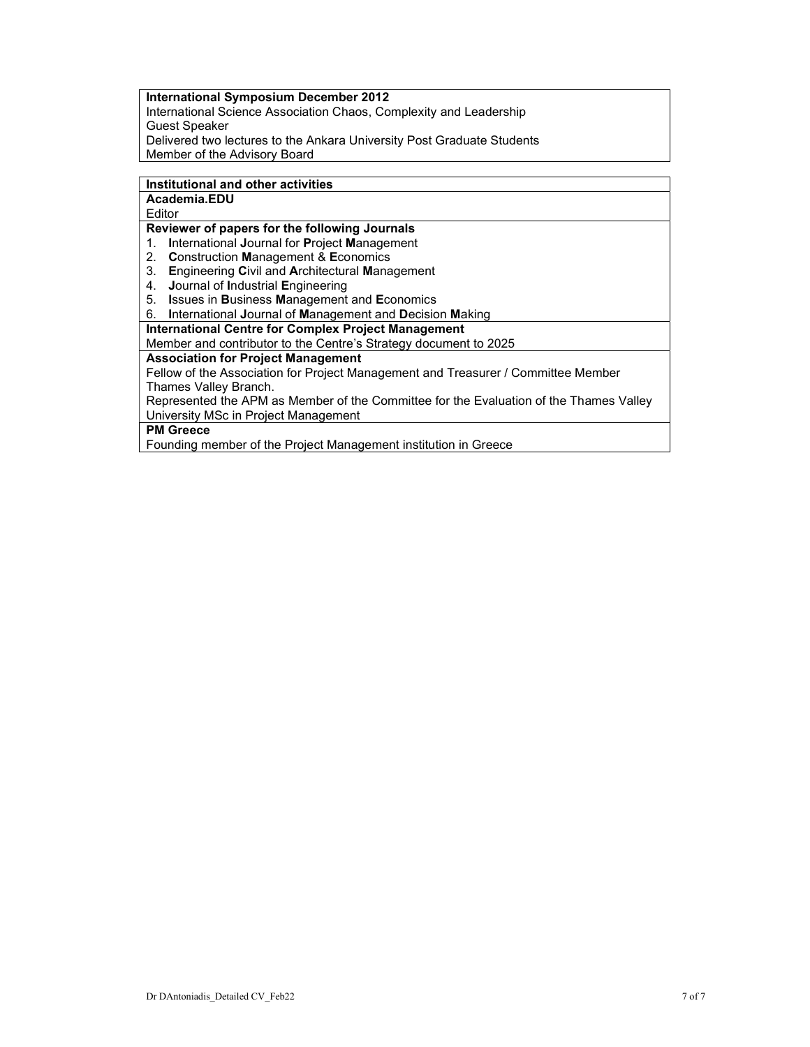**International Symposium December 2012**

International Science Association Chaos, Complexity and Leadership

Guest Speaker

Delivered two lectures to the Ankara University Post Graduate Students

Member of the Advisory Board

**Institutional and other activities**

**Academia.EDU**

Editor

**Reviewer of papers for the following Journals**

1. **I**nternational **J**ournal for **P**roject **M**anagement
2. **C**onstruction **M**anagement & **E**conomics
3. **E**ngineering **C**ivil and **A**rchitectural **M**anagement
4. **J**ournal of **I**ndustrial **E**ngineering
5. **I**ssues in **B**usiness **M**anagement and **E**conomics
6. **I**nternational **J**ournal of **M**anagement and **D**ecision **M**aking

**International Centre for Complex Project Management**

Member and contributor to the Centre's Strategy document to 2025

**Association for Project Management**

Fellow of the Association for Project Management and Treasurer / Committee Member Thames Valley Branch.

Represented the APM as Member of the Committee for the Evaluation of the Thames Valley University MSc in Project Management

**PM Greece**

Founding member of the Project Management institution in Greece